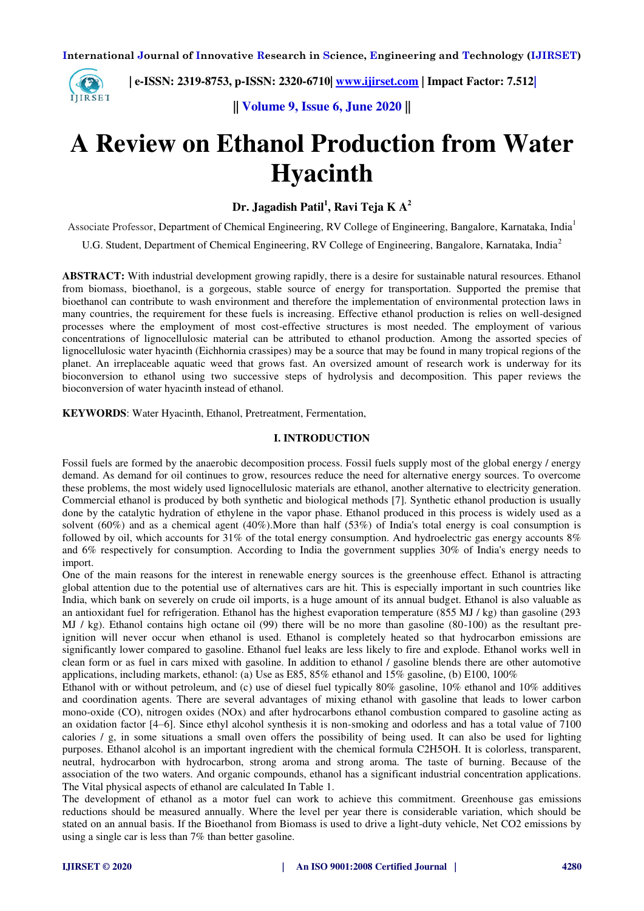# A Review on Ethanol Production from Water Hyacinth

**Dr. Jagadish Patil[1], Ravi Teja K A[2]**

Associate Professor, Department of Chemical Engineering, RV College of Engineering, Bangalore, Karnataka, India[1]

U.G. Student, Department of Chemical Engineering, RV College of Engineering, Bangalore, Karnataka, India[2]

**ABSTRACT:** With industrial development growing rapidly, there is a desire for sustainable natural resources. Ethanol from biomass, bioethanol, is a gorgeous, stable source of energy for transportation. Supported the premise that bioethanol can contribute to wash environment and therefore the implementation of environmental protection laws in many countries, the requirement for these fuels is increasing. Effective ethanol production is relies on well-designed processes where the employment of most cost-effective structures is most needed. The employment of various concentrations of lignocellulosic material can be attributed to ethanol production. Among the assorted species of lignocellulosic water hyacinth (Eichhornia crassipes) may be a source that may be found in many tropical regions of the planet. An irreplaceable aquatic weed that grows fast. An oversized amount of research work is underway for its bioconversion to ethanol using two successive steps of hydrolysis and decomposition. This paper reviews the bioconversion of water hyacinth instead of ethanol.

**KEYWORDS**: Water Hyacinth, Ethanol, Pretreatment, Fermentation,

## I. INTRODUCTION

Fossil fuels are formed by the anaerobic decomposition process. Fossil fuels supply most of the global energy / energy demand. As demand for oil continues to grow, resources reduce the need for alternative energy sources. To overcome these problems, the most widely used lignocellulosic materials are ethanol, another alternative to electricity generation. Commercial ethanol is produced by both synthetic and biological methods [7]. Synthetic ethanol production is usually done by the catalytic hydration of ethylene in the vapor phase. Ethanol produced in this process is widely used as a solvent (60%) and as a chemical agent (40%).More than half (53%) of India's total energy is coal consumption is followed by oil, which accounts for 31% of the total energy consumption. And hydroelectric gas energy accounts 8% and 6% respectively for consumption. According to India the government supplies 30% of India's energy needs to import.

One of the main reasons for the interest in renewable energy sources is the greenhouse effect. Ethanol is attracting global attention due to the potential use of alternatives cars are hit. This is especially important in such countries like India, which bank on severely on crude oil imports, is a huge amount of its annual budget. Ethanol is also valuable as an antioxidant fuel for refrigeration. Ethanol has the highest evaporation temperature (855 MJ / kg) than gasoline (293 MJ / kg). Ethanol contains high octane oil (99) there will be no more than gasoline (80-100) as the resultant pre-ignition will never occur when ethanol is used. Ethanol is completely heated so that hydrocarbon emissions are significantly lower compared to gasoline. Ethanol fuel leaks are less likely to fire and explode. Ethanol works well in clean form or as fuel in cars mixed with gasoline. In addition to ethanol / gasoline blends there are other automotive applications, including markets, ethanol: (a) Use as E85, 85% ethanol and 15% gasoline, (b) E100, 100%

Ethanol with or without petroleum, and (c) use of diesel fuel typically 80% gasoline, 10% ethanol and 10% additives and coordination agents. There are several advantages of mixing ethanol with gasoline that leads to lower carbon mono-oxide (CO), nitrogen oxides (NOx) and after hydrocarbons ethanol combustion compared to gasoline acting as an oxidation factor [4–6]. Since ethyl alcohol synthesis it is non-smoking and odorless and has a total value of 7100 calories / g, in some situations a small oven offers the possibility of being used. It can also be used for lighting purposes. Ethanol alcohol is an important ingredient with the chemical formula $C_2H_5OH$. It is colorless, transparent, neutral, hydrocarbon with hydrocarbon, strong aroma and strong aroma. The taste of burning. Because of the association of the two waters. And organic compounds, ethanol has a significant industrial concentration applications. The Vital physical aspects of ethanol are calculated In Table 1.

The development of ethanol as a motor fuel can work to achieve this commitment. Greenhouse gas emissions reductions should be measured annually. Where the level per year there is considerable variation, which should be stated on an annual basis. If the Bioethanol from Biomass is used to drive a light-duty vehicle, Net $CO_2$ emissions by using a single car is less than 7% than better gasoline.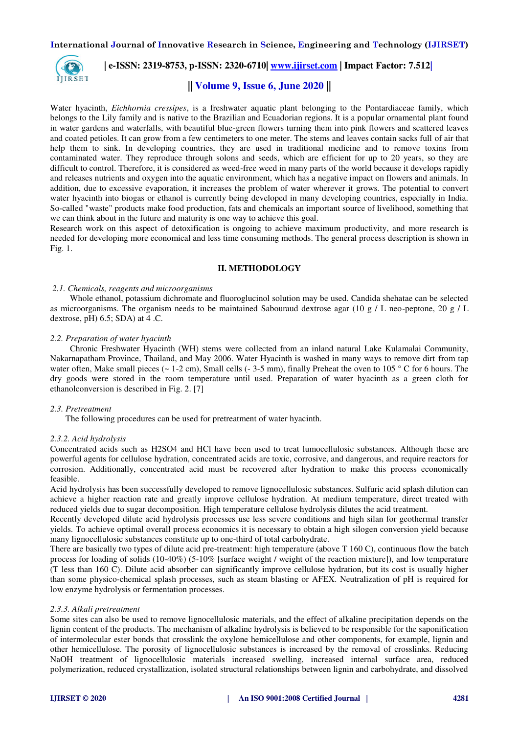Water hyacinth, *Eichhornia cressipes*, is a freshwater aquatic plant belonging to the Pontardiaceae family, which belongs to the Lily family and is native to the Brazilian and Ecuadorian regions. It is a popular ornamental plant found in water gardens and waterfalls, with beautiful blue-green flowers turning them into pink flowers and scattered leaves and coated petioles. It can grow from a few centimeters to one meter. The stems and leaves contain sacks full of air that help them to sink. In developing countries, they are used in traditional medicine and to remove toxins from contaminated water. They reproduce through solons and seeds, which are efficient for up to 20 years, so they are difficult to control. Therefore, it is considered as weed-free weed in many parts of the world because it develops rapidly and releases nutrients and oxygen into the aquatic environment, which has a negative impact on flowers and animals. In addition, due to excessive evaporation, it increases the problem of water wherever it grows. The potential to convert water hyacinth into biogas or ethanol is currently being developed in many developing countries, especially in India. So-called "waste" products make food production, fats and chemicals an important source of livelihood, something that we can think about in the future and maturity is one way to achieve this goal.

Research work on this aspect of detoxification is ongoing to achieve maximum productivity, and more research is needed for developing more economical and less time consuming methods. The general process description is shown in Fig. 1.

## II. METHODOLOGY

### *2.1. Chemicals, reagents and microorganisms*

Whole ethanol, potassium dichromate and fluoroglucinol solution may be used. Candida shehatae can be selected as microorganisms. The organism needs to be maintained Sabouraud dextrose agar (10 g / L neo-peptone, 20 g / L dextrose, pH) 6.5; SDA) at 4 .C.

### *2.2. Preparation of water hyacinth*

Chronic Freshwater Hyacinth (WH) stems were collected from an inland natural Lake Kulamalai Community, Nakarnapatham Province, Thailand, and May 2006. Water Hyacinth is washed in many ways to remove dirt from tap water often, Make small pieces (~ 1-2 cm), Small cells (- 3-5 mm), finally Preheat the oven to 105 ° C for 6 hours. The dry goods were stored in the room temperature until used. Preparation of water hyacinth as a green cloth for ethanolconversion is described in Fig. 2. [7]

### *2.3. Pretreatment*

The following procedures can be used for pretreatment of water hyacinth.

### *2.3.2. Acid hydrolysis*

Concentrated acids such as $H_2SO_4$ and HCl have been used to treat lumocellulosic substances. Although these are powerful agents for cellulose hydration, concentrated acids are toxic, corrosive, and dangerous, and require reactors for corrosion. Additionally, concentrated acid must be recovered after hydration to make this process economically feasible.

Acid hydrolysis has been successfully developed to remove lignocellulosic substances. Sulfuric acid splash dilution can achieve a higher reaction rate and greatly improve cellulose hydration. At medium temperature, direct treated with reduced yields due to sugar decomposition. High temperature cellulose hydrolysis dilutes the acid treatment.

Recently developed dilute acid hydrolysis processes use less severe conditions and high silan for geothermal transfer yields. To achieve optimal overall process economics it is necessary to obtain a high silogen conversion yield because many lignocellulosic substances constitute up to one-third of total carbohydrate.

There are basically two types of dilute acid pre-treatment: high temperature (above T 160 C), continuous flow the batch process for loading of solids (10-40%) (5-10% [surface weight / weight of the reaction mixture]), and low temperature (T less than 160 C). Dilute acid absorber can significantly improve cellulose hydration, but its cost is usually higher than some physico-chemical splash processes, such as steam blasting or AFEX. Neutralization of pH is required for low enzyme hydrolysis or fermentation processes.

### *2.3.3. Alkali pretreatment*

Some sites can also be used to remove lignocellulosic materials, and the effect of alkaline precipitation depends on the lignin content of the products. The mechanism of alkaline hydrolysis is believed to be responsible for the saponification of intermolecular ester bonds that crosslink the oxylone hemicellulose and other components, for example, lignin and other hemicellulose. The porosity of lignocellulosic substances is increased by the removal of crosslinks. Reducing NaOH treatment of lignocellulosic materials increased swelling, increased internal surface area, reduced polymerization, reduced crystallization, isolated structural relationships between lignin and carbohydrate, and dissolved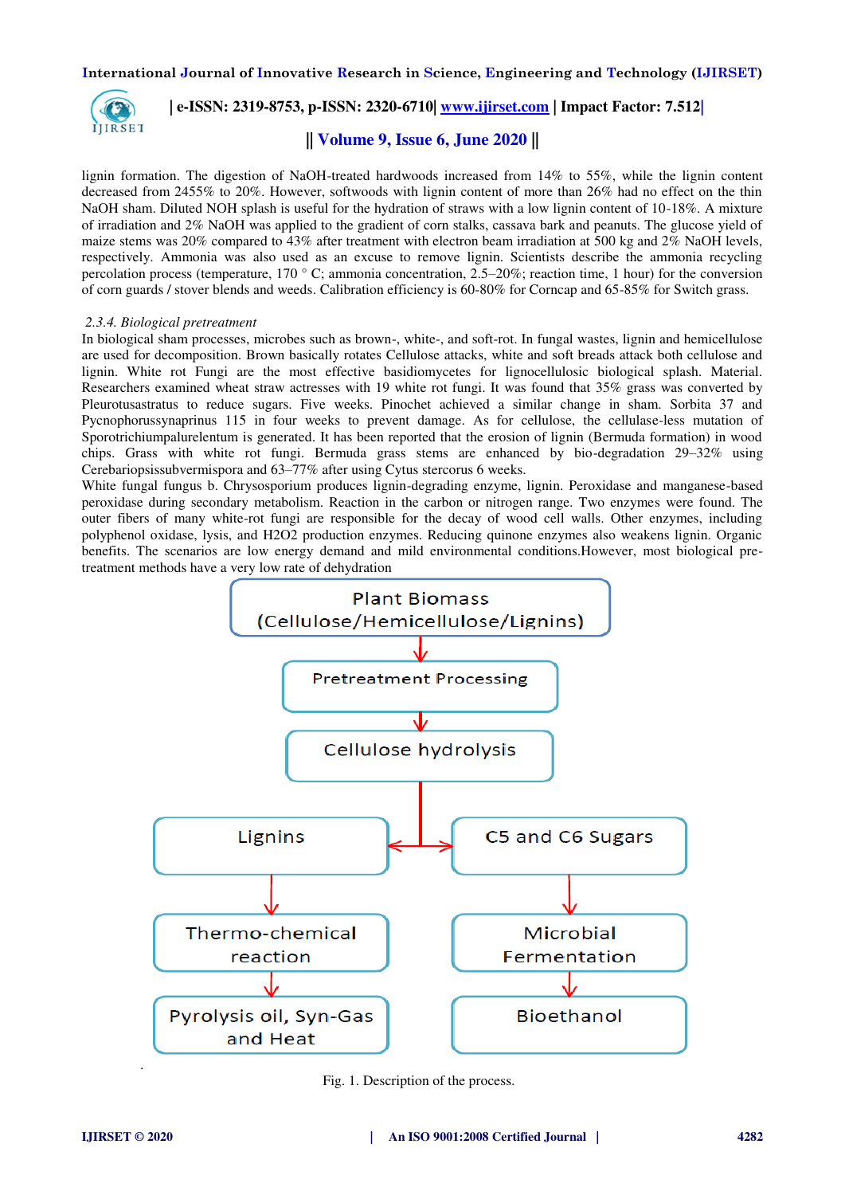lignin formation. The digestion of NaOH-treated hardwoods increased from 14% to 55%, while the lignin content decreased from 2455% to 20%. However, softwoods with lignin content of more than 26% had no effect on the thin NaOH sham. Diluted NOH splash is useful for the hydration of straws with a low lignin content of 10-18%. A mixture of irradiation and 2% NaOH was applied to the gradient of corn stalks, cassava bark and peanuts. The glucose yield of maize stems was 20% compared to 43% after treatment with electron beam irradiation at 500 kg and 2% NaOH levels, respectively. Ammonia was also used as an excuse to remove lignin. Scientists describe the ammonia recycling percolation process (temperature, 170 ° C; ammonia concentration, 2.5–20%; reaction time, 1 hour) for the conversion of corn guards / stover blends and weeds. Calibration efficiency is 60-80% for Corncap and 65-85% for Switch grass.

*2.3.4. Biological pretreatment*

In biological sham processes, microbes such as brown-, white-, and soft-rot. In fungal wastes, lignin and hemicellulose are used for decomposition. Brown basically rotates Cellulose attacks, white and soft breads attack both cellulose and lignin. White rot Fungi are the most effective basidiomycetes for lignocellulosic biological splash. Material. Researchers examined wheat straw actresses with 19 white rot fungi. It was found that 35% grass was converted by Pleurotusastratus to reduce sugars. Five weeks. Pinochet achieved a similar change in sham. Sorbita 37 and Pycnophorussynaprinus 115 in four weeks to prevent damage. As for cellulose, the cellulase-less mutation of Sporotrichiumpalurelentum is generated. It has been reported that the erosion of lignin (Bermuda formation) in wood chips. Grass with white rot fungi. Bermuda grass stems are enhanced by bio-degradation 29–32% using Cerebariopsissubvermispora and 63–77% after using Cytus stercorus 6 weeks.

White fungal fungus b. Chrysosporium produces lignin-degrading enzyme, lignin. Peroxidase and manganese-based peroxidase during secondary metabolism. Reaction in the carbon or nitrogen range. Two enzymes were found. The outer fibers of many white-rot fungi are responsible for the decay of wood cell walls. Other enzymes, including polyphenol oxidase, lysis, and $H_2O_2$ production enzymes. Reducing quinone enzymes also weakens lignin. Organic benefits. The scenarios are low energy demand and mild environmental conditions.However, most biological pre-treatment methods have a very low rate of dehydration

Plant Biomass (Cellulose/Hemicellulose/Lignins)
→ Pretreatment Processing
→ Cellulose hydrolysis
→ Lignins → Thermo-chemical reaction → Pyrolysis oil, Syn-Gas and Heat
→ C5 and C6 Sugars → Microbial Fermentation → Bioethanol

Fig. 1. Description of the process.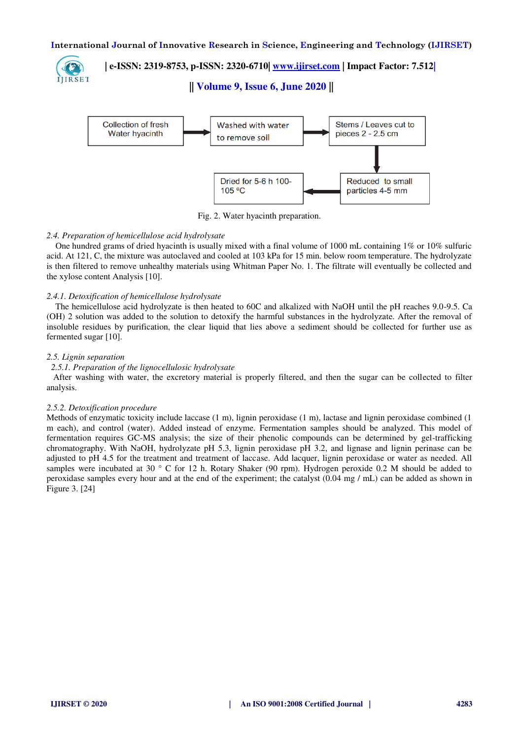Collection of fresh Water hyacinth → Washed with water to remove soil → Stems / Leaves cut to pieces 2 - 2.5 cm → Reduced to small particles 4-5 mm → Dried for 5-6 h 100-105 °C

Fig. 2. Water hyacinth preparation.

*2.4. Preparation of hemicellulose acid hydrolysate*

One hundred grams of dried hyacinth is usually mixed with a final volume of 1000 mL containing 1% or 10% sulfuric acid. At 121, C, the mixture was autoclaved and cooled at 103 kPa for 15 min. below room temperature. The hydrolyzate is then filtered to remove unhealthy materials using Whitman Paper No. 1. The filtrate will eventually be collected and the xylose content Analysis [10].

*2.4.1. Detoxification of hemicellulose hydrolysate*

The hemicellulose acid hydrolyzate is then heated to 60C and alkalized with NaOH until the pH reaches 9.0-9.5. Ca (OH) 2 solution was added to the solution to detoxify the harmful substances in the hydrolyzate. After the removal of insoluble residues by purification, the clear liquid that lies above a sediment should be collected for further use as fermented sugar [10].

*2.5. Lignin separation*

*2.5.1. Preparation of the lignocellulosic hydrolysate*

After washing with water, the excretory material is properly filtered, and then the sugar can be collected to filter analysis.

*2.5.2. Detoxification procedure*

Methods of enzymatic toxicity include laccase (1 m), lignin peroxidase (1 m), lactase and lignin peroxidase combined (1 m each), and control (water). Added instead of enzyme. Fermentation samples should be analyzed. This model of fermentation requires GC-MS analysis; the size of their phenolic compounds can be determined by gel-trafficking chromatography. With NaOH, hydrolyzate pH 5.3, lignin peroxidase pH 3.2, and lignase and lignin perinase can be adjusted to pH 4.5 for the treatment and treatment of laccase. Add lacquer, lignin peroxidase or water as needed. All samples were incubated at 30 ° C for 12 h. Rotary Shaker (90 rpm). Hydrogen peroxide 0.2 M should be added to peroxidase samples every hour and at the end of the experiment; the catalyst (0.04 mg / mL) can be added as shown in Figure 3. [24]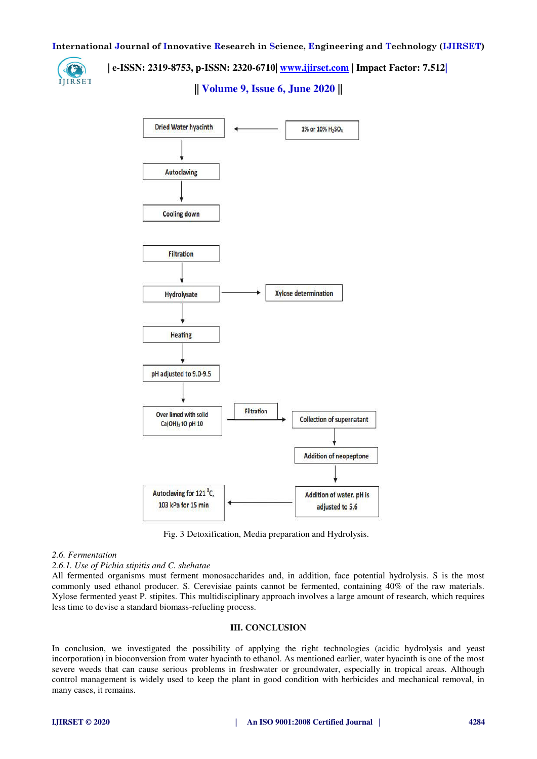Fig. 3 Detoxification, Media preparation and Hydrolysis.

*2.6. Fermentation*

*2.6.1. Use of Pichia stipitis and C. shehatae*

All fermented organisms must ferment monosaccharides and, in addition, face potential hydrolysis. S is the most commonly used ethanol producer. S. Cerevisiae paints cannot be fermented, containing 40% of the raw materials. Xylose fermented yeast P. stipites. This multidisciplinary approach involves a large amount of research, which requires less time to devise a standard biomass-refueling process.

## III. CONCLUSION

In conclusion, we investigated the possibility of applying the right technologies (acidic hydrolysis and yeast incorporation) in bioconversion from water hyacinth to ethanol. As mentioned earlier, water hyacinth is one of the most severe weeds that can cause serious problems in freshwater or groundwater, especially in tropical areas. Although control management is widely used to keep the plant in good condition with herbicides and mechanical removal, in many cases, it remains.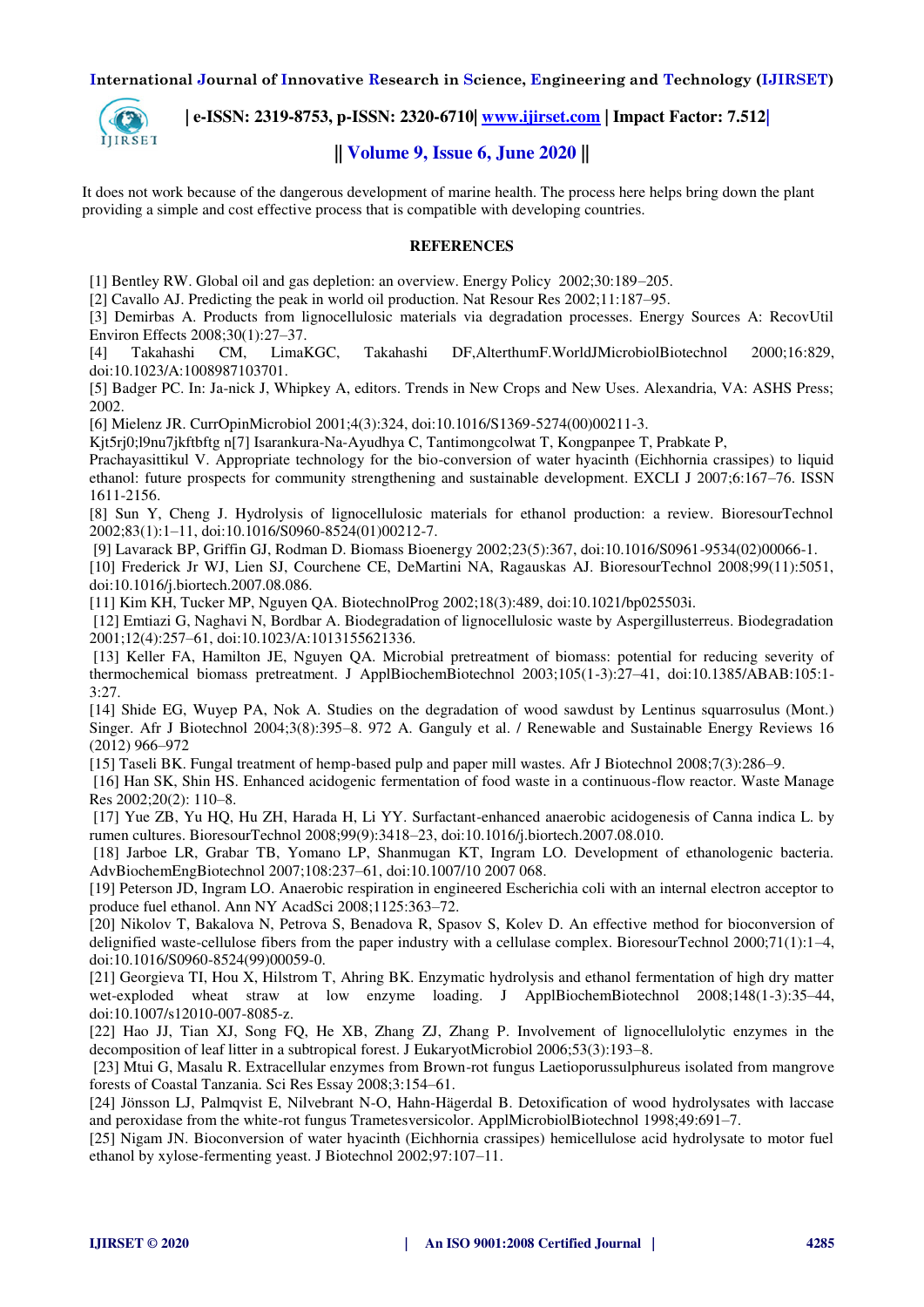It does not work because of the dangerous development of marine health. The process here helps bring down the plant providing a simple and cost effective process that is compatible with developing countries.

## REFERENCES

[1] Bentley RW. Global oil and gas depletion: an overview. Energy Policy 2002;30:189–205.
[2] Cavallo AJ. Predicting the peak in world oil production. Nat Resour Res 2002;11:187–95.
[3] Demirbas A. Products from lignocellulosic materials via degradation processes. Energy Sources A: RecovUtil Environ Effects 2008;30(1):27–37.
[4] Takahashi CM, LimaKGC, Takahashi DF,AlterthumF.WorldJMicrobiolBiotechnol 2000;16:829, doi:10.1023/A:1008987103701.
[5] Badger PC. In: Ja-nick J, Whipkey A, editors. Trends in New Crops and New Uses. Alexandria, VA: ASHS Press; 2002.
[6] Mielenz JR. CurrOpinMicrobiol 2001;4(3):324, doi:10.1016/S1369-5274(00)00211-3.
Kjt5rj0;l9nu7jkftbftg n[7] Isarankura-Na-Ayudhya C, Tantimongcolwat T, Kongpanpee T, Prabkate P, Prachayasittikul V. Appropriate technology for the bio-conversion of water hyacinth (Eichhornia crassipes) to liquid ethanol: future prospects for community strengthening and sustainable development. EXCLI J 2007;6:167–76. ISSN 1611-2156.
[8] Sun Y, Cheng J. Hydrolysis of lignocellulosic materials for ethanol production: a review. BioresourTechnol 2002;83(1):1–11, doi:10.1016/S0960-8524(01)00212-7.
[9] Lavarack BP, Griffin GJ, Rodman D. Biomass Bioenergy 2002;23(5):367, doi:10.1016/S0961-9534(02)00066-1.
[10] Frederick Jr WJ, Lien SJ, Courchene CE, DeMartini NA, Ragauskas AJ. BioresourTechnol 2008;99(11):5051, doi:10.1016/j.biortech.2007.08.086.
[11] Kim KH, Tucker MP, Nguyen QA. BiotechnolProg 2002;18(3):489, doi:10.1021/bp025503i.
[12] Emtiazi G, Naghavi N, Bordbar A. Biodegradation of lignocellulosic waste by Aspergillusterreus. Biodegradation 2001;12(4):257–61, doi:10.1023/A:1013155621336.
[13] Keller FA, Hamilton JE, Nguyen QA. Microbial pretreatment of biomass: potential for reducing severity of thermochemical biomass pretreatment. J ApplBiochemBiotechnol 2003;105(1-3):27–41, doi:10.1385/ABAB:105:1-3:27.
[14] Shide EG, Wuyep PA, Nok A. Studies on the degradation of wood sawdust by Lentinus squarrosulus (Mont.) Singer. Afr J Biotechnol 2004;3(8):395–8. 972 A. Ganguly et al. / Renewable and Sustainable Energy Reviews 16 (2012) 966–972
[15] Taseli BK. Fungal treatment of hemp-based pulp and paper mill wastes. Afr J Biotechnol 2008;7(3):286–9.
[16] Han SK, Shin HS. Enhanced acidogenic fermentation of food waste in a continuous-flow reactor. Waste Manage Res 2002;20(2): 110–8.
[17] Yue ZB, Yu HQ, Hu ZH, Harada H, Li YY. Surfactant-enhanced anaerobic acidogenesis of Canna indica L. by rumen cultures. BioresourTechnol 2008;99(9):3418–23, doi:10.1016/j.biortech.2007.08.010.
[18] Jarboe LR, Grabar TB, Yomano LP, Shanmugan KT, Ingram LO. Development of ethanologenic bacteria. AdvBiochemEngBiotechnol 2007;108:237–61, doi:10.1007/10 2007 068.
[19] Peterson JD, Ingram LO. Anaerobic respiration in engineered Escherichia coli with an internal electron acceptor to produce fuel ethanol. Ann NY AcadSci 2008;1125:363–72.
[20] Nikolov T, Bakalova N, Petrova S, Benadova R, Spasov S, Kolev D. An effective method for bioconversion of delignified waste-cellulose fibers from the paper industry with a cellulase complex. BioresourTechnol 2000;71(1):1–4, doi:10.1016/S0960-8524(99)00059-0.
[21] Georgieva TI, Hou X, Hilstrom T, Ahring BK. Enzymatic hydrolysis and ethanol fermentation of high dry matter wet-exploded wheat straw at low enzyme loading. J ApplBiochemBiotechnol 2008;148(1-3):35–44, doi:10.1007/s12010-007-8085-z.
[22] Hao JJ, Tian XJ, Song FQ, He XB, Zhang ZJ, Zhang P. Involvement of lignocellulolytic enzymes in the decomposition of leaf litter in a subtropical forest. J EukaryotMicrobiol 2006;53(3):193–8.
[23] Mtui G, Masalu R. Extracellular enzymes from Brown-rot fungus Laetioporussulphureus isolated from mangrove forests of Coastal Tanzania. Sci Res Essay 2008;3:154–61.
[24] Jönsson LJ, Palmqvist E, Nilvebrant N-O, Hahn-Hägerdal B. Detoxification of wood hydrolysates with laccase and peroxidase from the white-rot fungus Trametesversicolor. ApplMicrobiolBiotechnol 1998;49:691–7.
[25] Nigam JN. Bioconversion of water hyacinth (Eichhornia crassipes) hemicellulose acid hydrolysate to motor fuel ethanol by xylose-fermenting yeast. J Biotechnol 2002;97:107–11.